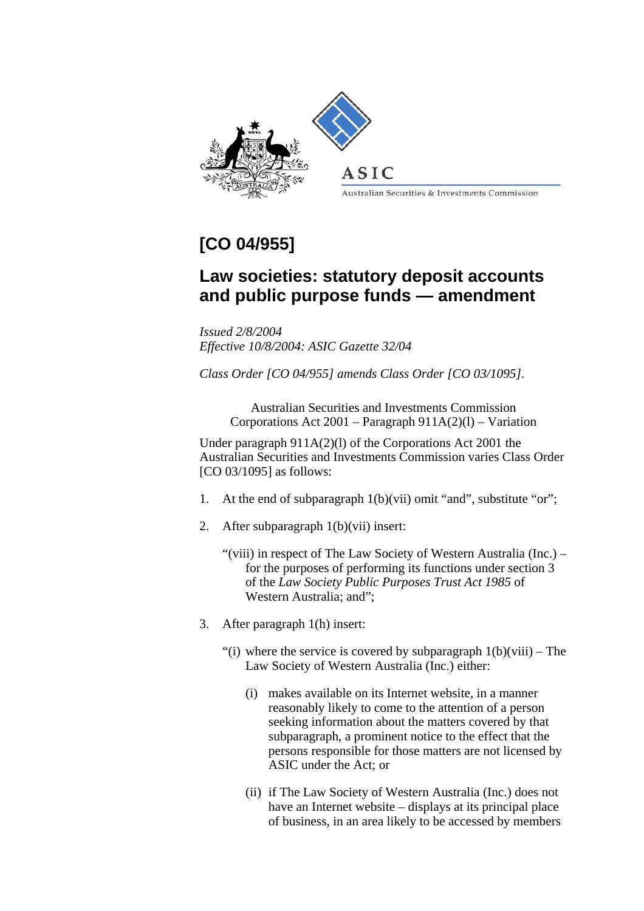# [CO 04/955]

## Law societies: statutory deposit accounts and public purpose funds — amendment

*Issued 2/8/2004*
*Effective 10/8/2004: ASIC Gazette 32/04*

*Class Order [CO 04/955] amends Class Order [CO 03/1095].*

Australian Securities and Investments Commission
Corporations Act 2001 – Paragraph 911A(2)(l) – Variation

Under paragraph 911A(2)(l) of the Corporations Act 2001 the Australian Securities and Investments Commission varies Class Order [CO 03/1095] as follows:

1. At the end of subparagraph 1(b)(vii) omit "and", substitute "or";

2. After subparagraph 1(b)(vii) insert:

   "(viii) in respect of The Law Society of Western Australia (Inc.) – for the purposes of performing its functions under section 3 of the *Law Society Public Purposes Trust Act 1985* of Western Australia; and";

3. After paragraph 1(h) insert:

   "(i) where the service is covered by subparagraph 1(b)(viii) – The Law Society of Western Australia (Inc.) either:

   (i) makes available on its Internet website, in a manner reasonably likely to come to the attention of a person seeking information about the matters covered by that subparagraph, a prominent notice to the effect that the persons responsible for those matters are not licensed by ASIC under the Act; or

   (ii) if The Law Society of Western Australia (Inc.) does not have an Internet website – displays at its principal place of business, in an area likely to be accessed by members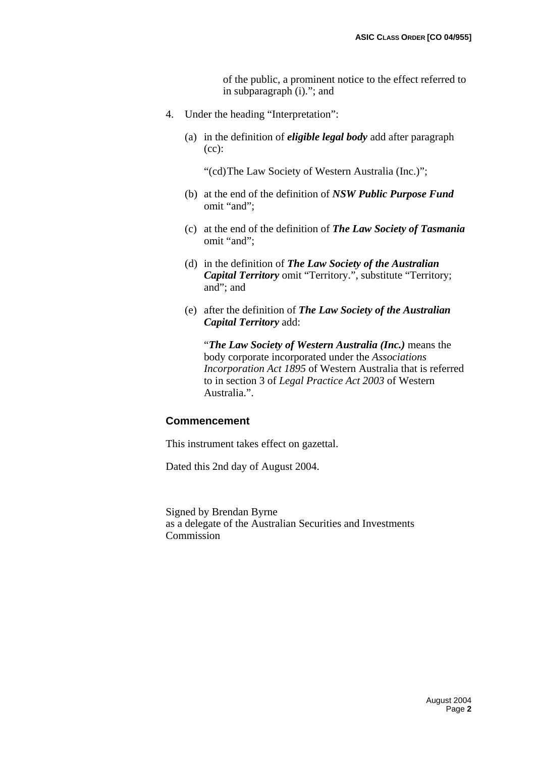of the public, a prominent notice to the effect referred to in subparagraph (i).”; and

4. Under the heading “Interpretation”:

   (a) in the definition of ***eligible legal body*** add after paragraph (cc):

   “(cd) The Law Society of Western Australia (Inc.)”;

   (b) at the end of the definition of ***NSW Public Purpose Fund*** omit “and”;

   (c) at the end of the definition of ***The Law Society of Tasmania*** omit “and”;

   (d) in the definition of ***The Law Society of the Australian Capital Territory*** omit “Territory.”, substitute “Territory; and”; and

   (e) after the definition of ***The Law Society of the Australian Capital Territory*** add:

   “***The Law Society of Western Australia (Inc.)*** means the body corporate incorporated under the *Associations Incorporation Act 1895* of Western Australia that is referred to in section 3 of *Legal Practice Act 2003* of Western Australia.”.

## Commencement

This instrument takes effect on gazettal.

Dated this 2nd day of August 2004.

Signed by Brendan Byrne
as a delegate of the Australian Securities and Investments Commission